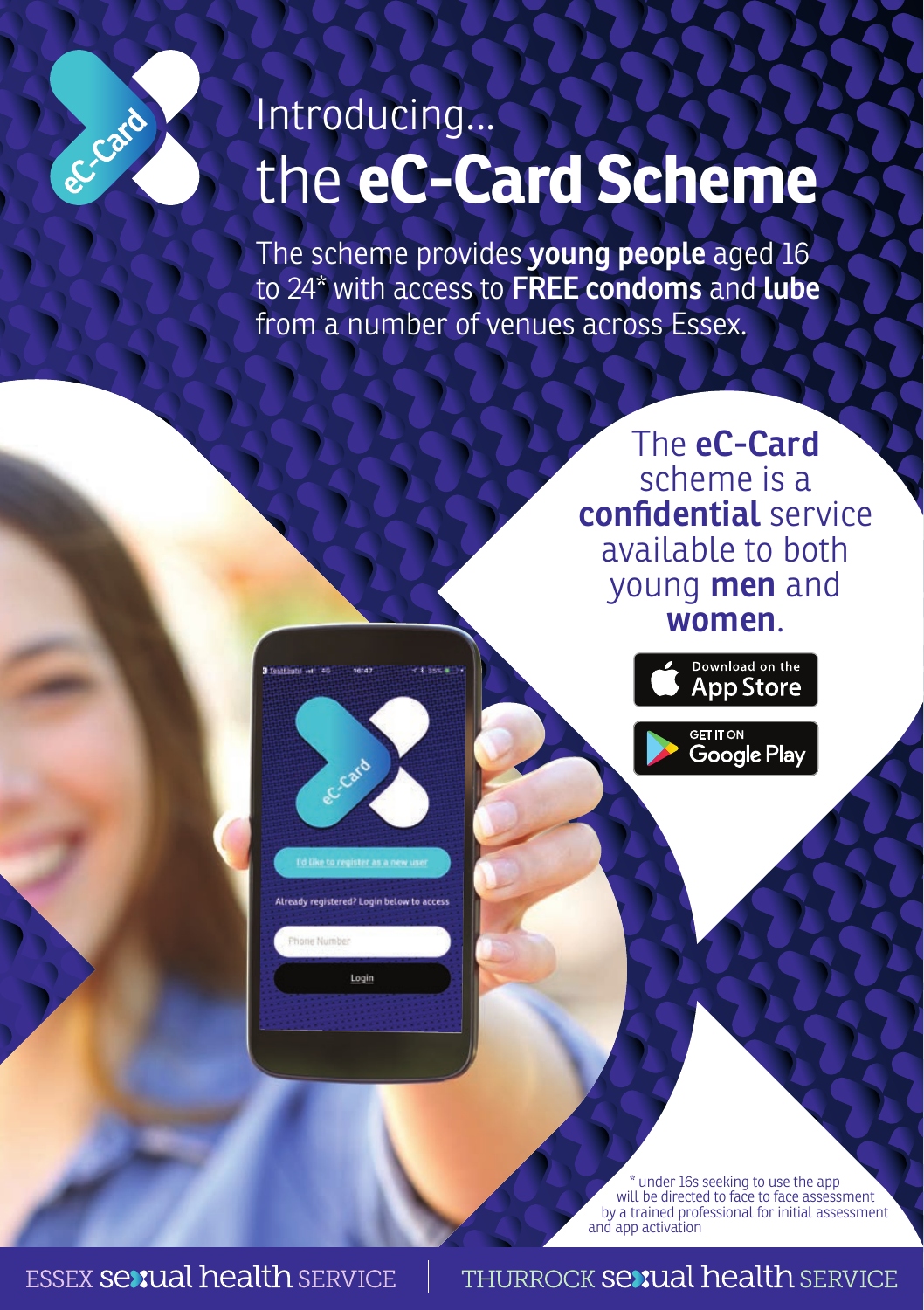# Introducing... the **eC-Card Scheme**

The scheme provides **young people** aged 16 to 24* with access to **FREE condoms** and **lube** from a number of venues across Essex.

The **eC-Card** scheme is a **confidential** service available to both young **men** and **women**.

Download on the App Store

GET IT ON Google Play

\* under 16s seeking to use the app will be directed to face to face assessment by a trained professional for initial assessment and app activation

ESSEX sexual health SERVICE | THURROCK sexual health SERVICE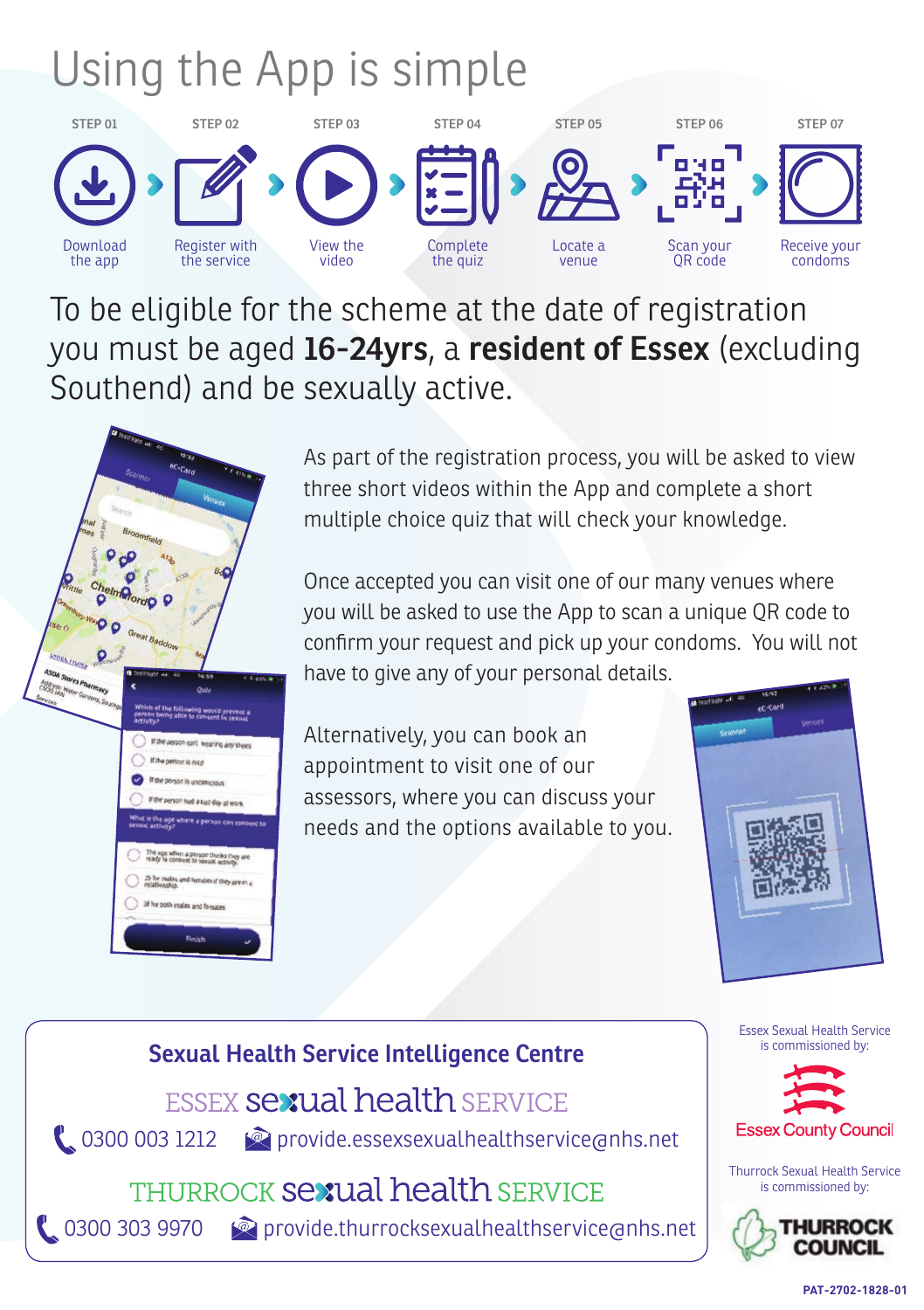# Using the App is simple

STEP 01 — Download the app

STEP 02 — Register with the service

STEP 03 — View the video

STEP 04 — Complete the quiz

STEP 05 — Locate a venue

STEP 06 — Scan your QR code

STEP 07 — Receive your condoms

To be eligible for the scheme at the date of registration you must be aged **16-24yrs**, a **resident of Essex** (excluding Southend) and be sexually active.

As part of the registration process, you will be asked to view three short videos within the App and complete a short multiple choice quiz that will check your knowledge.

Once accepted you can visit one of our many venues where you will be asked to use the App to scan a unique QR code to confirm your request and pick up your condoms. You will not have to give any of your personal details.

Alternatively, you can book an appointment to visit one of our assessors, where you can discuss your needs and the options available to you.

## Sexual Health Service Intelligence Centre

ESSEX sexual health SERVICE

0300 003 1212   provide.essexsexualhealthservice@nhs.net

THURROCK sexual health SERVICE

0300 303 9970   provide.thurrocksexualhealthservice@nhs.net

Essex Sexual Health Service is commissioned by:

Essex County Council

Thurrock Sexual Health Service is commissioned by:

THURROCK COUNCIL

PAT-2702-1828-01